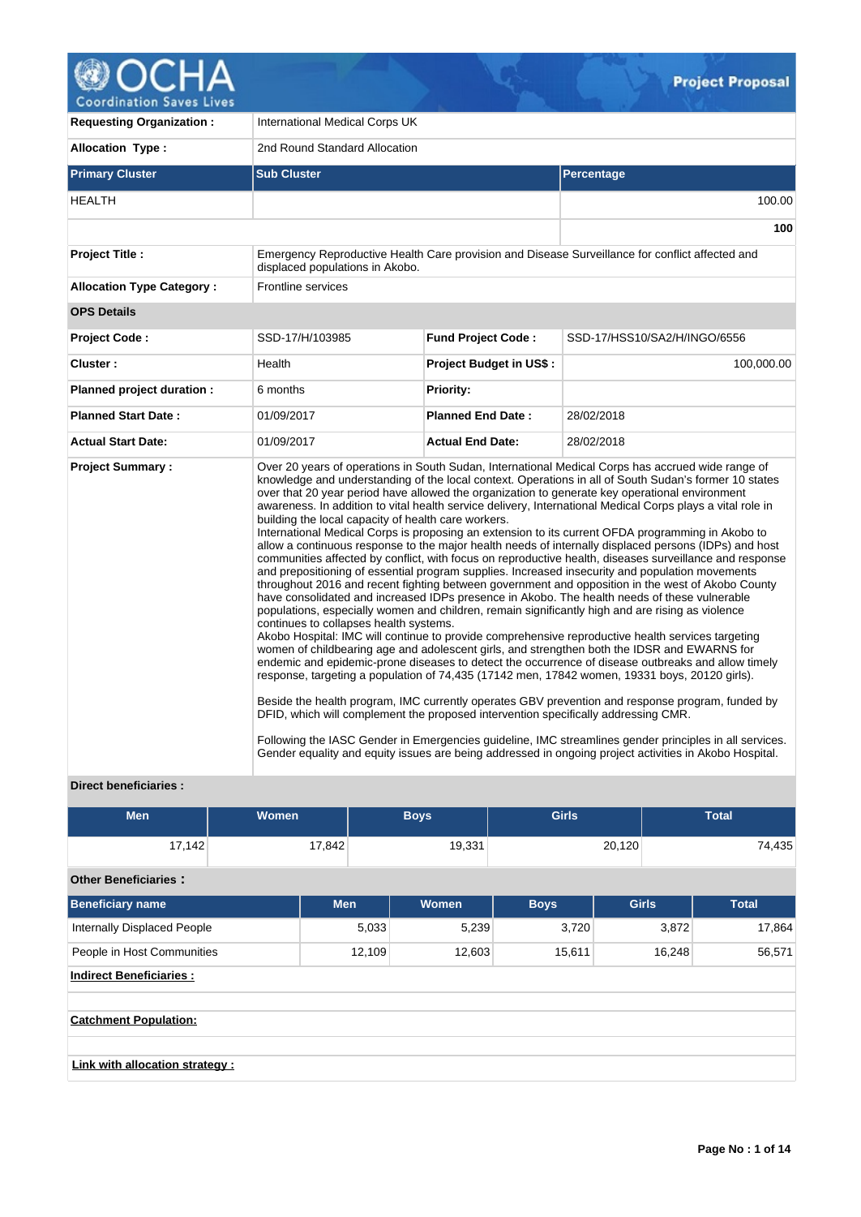# Project Proposal

| | | | |
|---|---|---|---|
| **Requesting Organization :** | International Medical Corps UK | | |
| **Allocation Type :** | 2nd Round Standard Allocation | | |

| **Primary Cluster** | **Sub Cluster** | **Percentage** |
|---|---|---|
| HEALTH | | 100.00 |
| | | **100** |

| | | | |
|---|---|---|---|
| **Project Title :** | Emergency Reproductive Health Care provision and Disease Surveillance for conflict affected and displaced populations in Akobo. | | |
| **Allocation Type Category :** | Frontline services | | |
| **OPS Details** | | | |
| **Project Code :** | SSD-17/H/103985 | **Fund Project Code :** | SSD-17/HSS10/SA2/H/INGO/6556 |
| **Cluster :** | Health | **Project Budget in US$ :** | 100,000.00 |
| **Planned project duration :** | 6 months | **Priority:** | |
| **Planned Start Date :** | 01/09/2017 | **Planned End Date :** | 28/02/2018 |
| **Actual Start Date:** | 01/09/2017 | **Actual End Date:** | 28/02/2018 |

**Project Summary :**

Over 20 years of operations in South Sudan, International Medical Corps has accrued wide range of knowledge and understanding of the local context. Operations in all of South Sudan's former 10 states over that 20 year period have allowed the organization to generate key operational environment awareness. In addition to vital health service delivery, International Medical Corps plays a vital role in building the local capacity of health care workers.
International Medical Corps is proposing an extension to its current OFDA programming in Akobo to allow a continuous response to the major health needs of internally displaced persons (IDPs) and host communities affected by conflict, with focus on reproductive health, diseases surveillance and response and prepositioning of essential program supplies. Increased insecurity and population movements throughout 2016 and recent fighting between government and opposition in the west of Akobo County have consolidated and increased IDPs presence in Akobo. The health needs of these vulnerable populations, especially women and children, remain significantly high and are rising as violence continues to collapses health systems.
Akobo Hospital: IMC will continue to provide comprehensive reproductive health services targeting women of childbearing age and adolescent girls, and strengthen both the IDSR and EWARNS for endemic and epidemic-prone diseases to detect the occurrence of disease outbreaks and allow timely response, targeting a population of 74,435 (17142 men, 17842 women, 19331 boys, 20120 girls).

Beside the health program, IMC currently operates GBV prevention and response program, funded by DFID, which will complement the proposed intervention specifically addressing CMR.

Following the IASC Gender in Emergencies guideline, IMC streamlines gender principles in all services. Gender equality and equity issues are being addressed in ongoing project activities in Akobo Hospital.

**Direct beneficiaries :**

| Men | Women | Boys | Girls | Total |
|---|---|---|---|---|
| 17,142 | 17,842 | 19,331 | 20,120 | 74,435 |

**Other Beneficiaries :**

| Beneficiary name | Men | Women | Boys | Girls | Total |
|---|---|---|---|---|---|
| Internally Displaced People | 5,033 | 5,239 | 3,720 | 3,872 | 17,864 |
| People in Host Communities | 12,109 | 12,603 | 15,611 | 16,248 | 56,571 |

**Indirect Beneficiaries :**

**Catchment Population:**

**Link with allocation strategy :**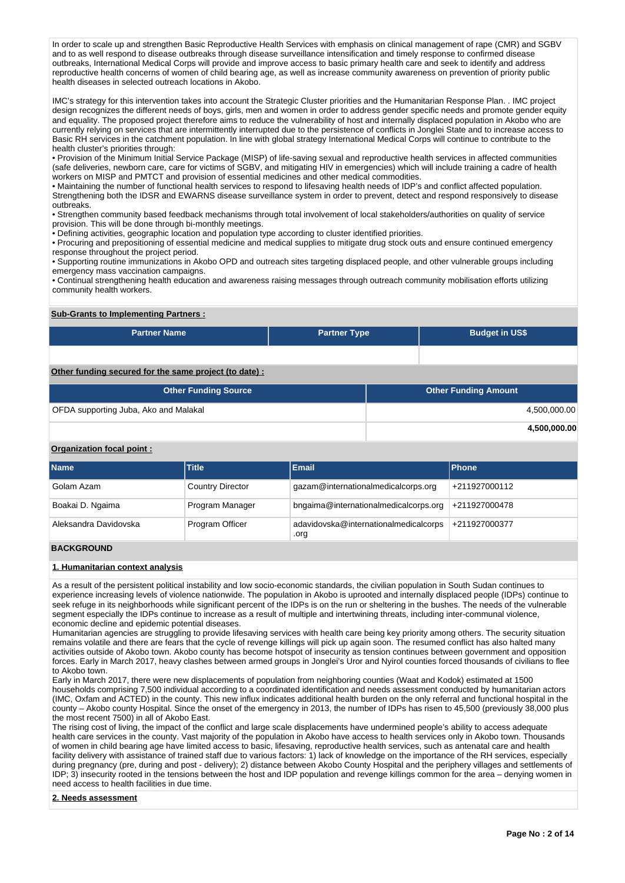In order to scale up and strengthen Basic Reproductive Health Services with emphasis on clinical management of rape (CMR) and SGBV and to as well respond to disease outbreaks through disease surveillance intensification and timely response to confirmed disease outbreaks, International Medical Corps will provide and improve access to basic primary health care and seek to identify and address reproductive health concerns of women of child bearing age, as well as increase community awareness on prevention of priority public health diseases in selected outreach locations in Akobo.

IMC's strategy for this intervention takes into account the Strategic Cluster priorities and the Humanitarian Response Plan. . IMC project design recognizes the different needs of boys, girls, men and women in order to address gender specific needs and promote gender equity and equality. The proposed project therefore aims to reduce the vulnerability of host and internally displaced population in Akobo who are currently relying on services that are intermittently interrupted due to the persistence of conflicts in Jonglei State and to increase access to Basic RH services in the catchment population. In line with global strategy International Medical Corps will continue to contribute to the health cluster's priorities through:
• Provision of the Minimum Initial Service Package (MISP) of life-saving sexual and reproductive health services in affected communities (safe deliveries, newborn care, care for victims of SGBV, and mitigating HIV in emergencies) which will include training a cadre of health workers on MISP and PMTCT and provision of essential medicines and other medical commodities.
• Maintaining the number of functional health services to respond to lifesaving health needs of IDP's and conflict affected population. Strengthening both the IDSR and EWARNS disease surveillance system in order to prevent, detect and respond responsively to disease outbreaks.
• Strengthen community based feedback mechanisms through total involvement of local stakeholders/authorities on quality of service provision. This will be done through bi-monthly meetings.
• Defining activities, geographic location and population type according to cluster identified priorities.
• Procuring and prepositioning of essential medicine and medical supplies to mitigate drug stock outs and ensure continued emergency response throughout the project period.
• Supporting routine immunizations in Akobo OPD and outreach sites targeting displaced people, and other vulnerable groups including emergency mass vaccination campaigns.
• Continual strengthening health education and awareness raising messages through outreach community mobilisation efforts utilizing community health workers.

**Sub-Grants to Implementing Partners :**

| Partner Name | Partner Type | Budget in US$ |
|---|---|---|
| | | |

**Other funding secured for the same project (to date) :**

| Other Funding Source | Other Funding Amount |
|---|---|
| OFDA supporting Juba, Ako and Malakal | 4,500,000.00 |
| | **4,500,000.00** |

**Organization focal point :**

| Name | Title | Email | Phone |
|---|---|---|---|
| Golam Azam | Country Director | gazam@internationalmedicalcorps.org | +211927000112 |
| Boakai D. Ngaima | Program Manager | bngaima@internationalmedicalcorps.org | +211927000478 |
| Aleksandra Davidovska | Program Officer | adavidovska@internationalmedicalcorps.org | +211927000377 |

## BACKGROUND

### 1. Humanitarian context analysis

As a result of the persistent political instability and low socio-economic standards, the civilian population in South Sudan continues to experience increasing levels of violence nationwide. The population in Akobo is uprooted and internally displaced people (IDPs) continue to seek refuge in its neighborhoods while significant percent of the IDPs is on the run or sheltering in the bushes. The needs of the vulnerable segment especially the IDPs continue to increase as a result of multiple and intertwining threats, including inter-communal violence, economic decline and epidemic potential diseases.
Humanitarian agencies are struggling to provide lifesaving services with health care being key priority among others. The security situation remains volatile and there are fears that the cycle of revenge killings will pick up again soon. The resumed conflict has also halted many activities outside of Akobo town. Akobo county has become hotspot of insecurity as tension continues between government and opposition forces. Early in March 2017, heavy clashes between armed groups in Jonglei's Uror and Nyirol counties forced thousands of civilians to flee to Akobo town.
Early in March 2017, there were new displacements of population from neighboring counties (Waat and Kodok) estimated at 1500 households comprising 7,500 individual according to a coordinated identification and needs assessment conducted by humanitarian actors (IMC, Oxfam and ACTED) in the county. This new influx indicates additional health burden on the only referral and functional hospital in the county – Akobo county Hospital. Since the onset of the emergency in 2013, the number of IDPs has risen to 45,500 (previously 38,000 plus the most recent 7500) in all of Akobo East.
The rising cost of living, the impact of the conflict and large scale displacements have undermined people's ability to access adequate health care services in the county. Vast majority of the population in Akobo have access to health services only in Akobo town. Thousands of women in child bearing age have limited access to basic, lifesaving, reproductive health services, such as antenatal care and health facility delivery with assistance of trained staff due to various factors: 1) lack of knowledge on the importance of the RH services, especially during pregnancy (pre, during and post - delivery); 2) distance between Akobo County Hospital and the periphery villages and settlements of IDP; 3) insecurity rooted in the tensions between the host and IDP population and revenge killings common for the area – denying women in need access to health facilities in due time.

### 2. Needs assessment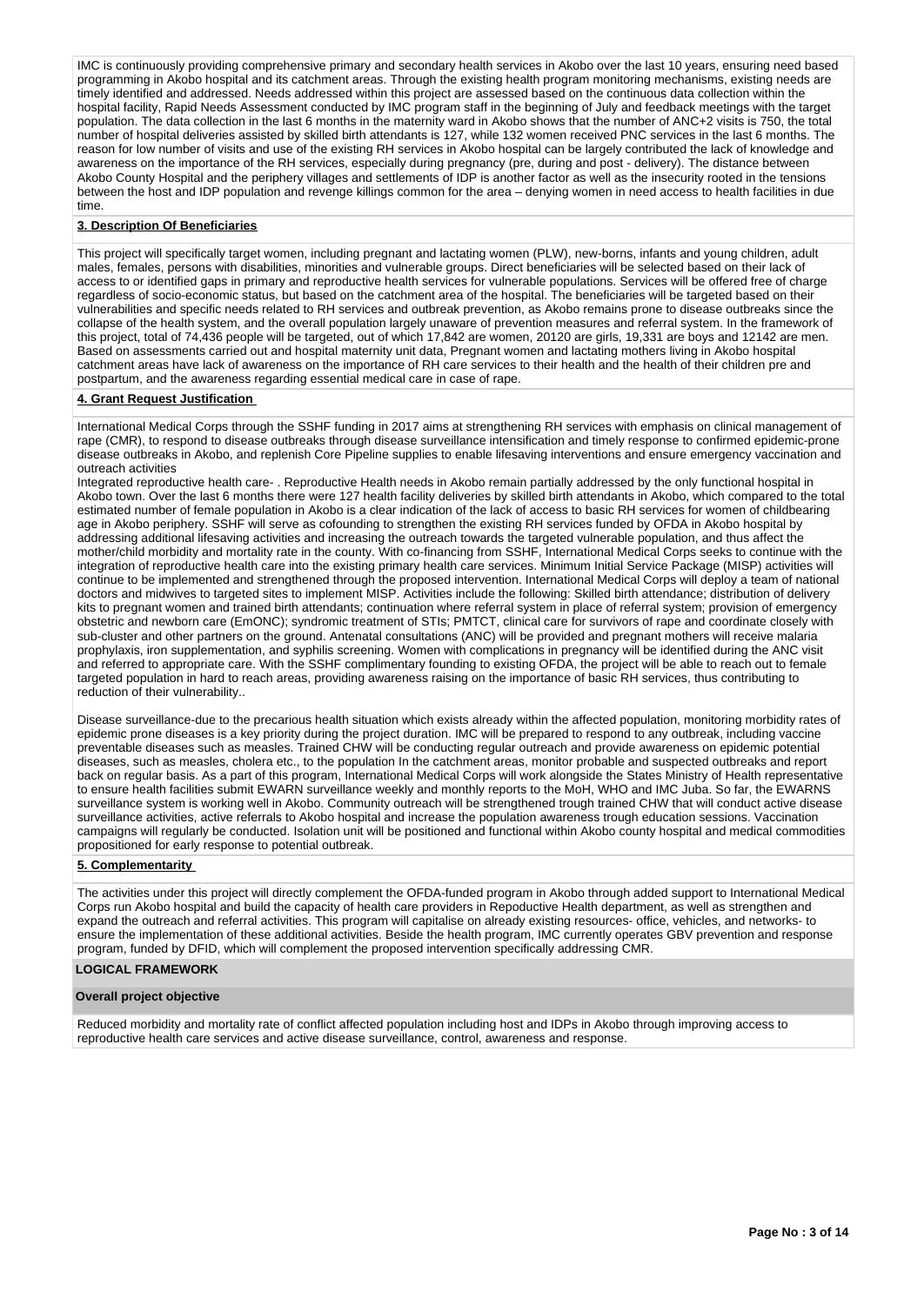IMC is continuously providing comprehensive primary and secondary health services in Akobo over the last 10 years, ensuring need based programming in Akobo hospital and its catchment areas. Through the existing health program monitoring mechanisms, existing needs are timely identified and addressed. Needs addressed within this project are assessed based on the continuous data collection within the hospital facility, Rapid Needs Assessment conducted by IMC program staff in the beginning of July and feedback meetings with the target population. The data collection in the last 6 months in the maternity ward in Akobo shows that the number of ANC+2 visits is 750, the total number of hospital deliveries assisted by skilled birth attendants is 127, while 132 women received PNC services in the last 6 months. The reason for low number of visits and use of the existing RH services in Akobo hospital can be largely contributed the lack of knowledge and awareness on the importance of the RH services, especially during pregnancy (pre, during and post - delivery). The distance between Akobo County Hospital and the periphery villages and settlements of IDP is another factor as well as the insecurity rooted in the tensions between the host and IDP population and revenge killings common for the area – denying women in need access to health facilities in due time.

**3. Description Of Beneficiaries**

This project will specifically target women, including pregnant and lactating women (PLW), new-borns, infants and young children, adult males, females, persons with disabilities, minorities and vulnerable groups. Direct beneficiaries will be selected based on their lack of access to or identified gaps in primary and reproductive health services for vulnerable populations. Services will be offered free of charge regardless of socio-economic status, but based on the catchment area of the hospital. The beneficiaries will be targeted based on their vulnerabilities and specific needs related to RH services and outbreak prevention, as Akobo remains prone to disease outbreaks since the collapse of the health system, and the overall population largely unaware of prevention measures and referral system. In the framework of this project, total of 74,436 people will be targeted, out of which 17,842 are women, 20120 are girls, 19,331 are boys and 12142 are men. Based on assessments carried out and hospital maternity unit data, Pregnant women and lactating mothers living in Akobo hospital catchment areas have lack of awareness on the importance of RH care services to their health and the health of their children pre and postpartum, and the awareness regarding essential medical care in case of rape.

**4. Grant Request Justification**

International Medical Corps through the SSHF funding in 2017 aims at strengthening RH services with emphasis on clinical management of rape (CMR), to respond to disease outbreaks through disease surveillance intensification and timely response to confirmed epidemic-prone disease outbreaks in Akobo, and replenish Core Pipeline supplies to enable lifesaving interventions and ensure emergency vaccination and outreach activities

Integrated reproductive health care- . Reproductive Health needs in Akobo remain partially addressed by the only functional hospital in Akobo town. Over the last 6 months there were 127 health facility deliveries by skilled birth attendants in Akobo, which compared to the total estimated number of female population in Akobo is a clear indication of the lack of access to basic RH services for women of childbearing age in Akobo periphery. SSHF will serve as cofounding to strengthen the existing RH services funded by OFDA in Akobo hospital by addressing additional lifesaving activities and increasing the outreach towards the targeted vulnerable population, and thus affect the mother/child morbidity and mortality rate in the county. With co-financing from SSHF, International Medical Corps seeks to continue with the integration of reproductive health care into the existing primary health care services. Minimum Initial Service Package (MISP) activities will continue to be implemented and strengthened through the proposed intervention. International Medical Corps will deploy a team of national doctors and midwives to targeted sites to implement MISP. Activities include the following: Skilled birth attendance; distribution of delivery kits to pregnant women and trained birth attendants; continuation where referral system in place of referral system; provision of emergency obstetric and newborn care (EmONC); syndromic treatment of STIs; PMTCT, clinical care for survivors of rape and coordinate closely with sub-cluster and other partners on the ground. Antenatal consultations (ANC) will be provided and pregnant mothers will receive malaria prophylaxis, iron supplementation, and syphilis screening. Women with complications in pregnancy will be identified during the ANC visit and referred to appropriate care. With the SSHF complimentary founding to existing OFDA, the project will be able to reach out to female targeted population in hard to reach areas, providing awareness raising on the importance of basic RH services, thus contributing to reduction of their vulnerability..

Disease surveillance-due to the precarious health situation which exists already within the affected population, monitoring morbidity rates of epidemic prone diseases is a key priority during the project duration. IMC will be prepared to respond to any outbreak, including vaccine preventable diseases such as measles. Trained CHW will be conducting regular outreach and provide awareness on epidemic potential diseases, such as measles, cholera etc., to the population In the catchment areas, monitor probable and suspected outbreaks and report back on regular basis. As a part of this program, International Medical Corps will work alongside the States Ministry of Health representative to ensure health facilities submit EWARN surveillance weekly and monthly reports to the MoH, WHO and IMC Juba. So far, the EWARNS surveillance system is working well in Akobo. Community outreach will be strengthened trough trained CHW that will conduct active disease surveillance activities, active referrals to Akobo hospital and increase the population awareness trough education sessions. Vaccination campaigns will regularly be conducted. Isolation unit will be positioned and functional within Akobo county hospital and medical commodities propositioned for early response to potential outbreak.

**5. Complementarity**

The activities under this project will directly complement the OFDA-funded program in Akobo through added support to International Medical Corps run Akobo hospital and build the capacity of health care providers in Repoductive Health department, as well as strengthen and expand the outreach and referral activities. This program will capitalise on already existing resources- office, vehicles, and networks- to ensure the implementation of these additional activities. Beside the health program, IMC currently operates GBV prevention and response program, funded by DFID, which will complement the proposed intervention specifically addressing CMR.

**LOGICAL FRAMEWORK**

**Overall project objective**

Reduced morbidity and mortality rate of conflict affected population including host and IDPs in Akobo through improving access to reproductive health care services and active disease surveillance, control, awareness and response.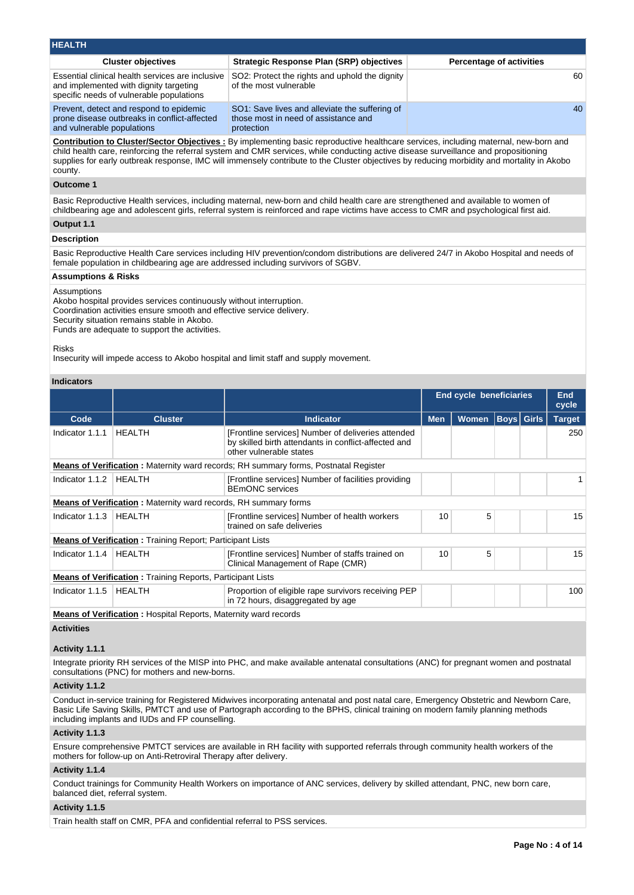## HEALTH

| Cluster objectives | Strategic Response Plan (SRP) objectives | Percentage of activities |
|---|---|---|
| Essential clinical health services are inclusive and implemented with dignity targeting specific needs of vulnerable populations | SO2: Protect the rights and uphold the dignity of the most vulnerable | 60 |
| Prevent, detect and respond to epidemic prone disease outbreaks in conflict-affected and vulnerable populations | SO1: Save lives and alleviate the suffering of those most in need of assistance and protection | 40 |

**Contribution to Cluster/Sector Objectives :** By implementing basic reproductive healthcare services, including maternal, new-born and child health care, reinforcing the referral system and CMR services, while conducting active disease surveillance and propositioning supplies for early outbreak response, IMC will immensely contribute to the Cluster objectives by reducing morbidity and mortality in Akobo county.

### Outcome 1

Basic Reproductive Health services, including maternal, new-born and child health care are strengthened and available to women of childbearing age and adolescent girls, referral system is reinforced and rape victims have access to CMR and psychological first aid.

### Output 1.1

#### Description

Basic Reproductive Health Care services including HIV prevention/condom distributions are delivered 24/7 in Akobo Hospital and needs of female population in childbearing age are addressed including survivors of SGBV.

#### Assumptions & Risks

Assumptions
Akobo hospital provides services continuously without interruption.
Coordination activities ensure smooth and effective service delivery.
Security situation remains stable in Akobo.
Funds are adequate to support the activities.

Risks
Insecurity will impede access to Akobo hospital and limit staff and supply movement.

#### Indicators

| | | | End cycle beneficiaries | | | | End cycle |
|---|---|---|---|---|---|---|---|
| Code | Cluster | Indicator | Men | Women | Boys | Girls | Target |
| Indicator 1.1.1 | HEALTH | [Frontline services] Number of deliveries attended by skilled birth attendants in conflict-affected and other vulnerable states | | | | | 250 |
| **Means of Verification :** Maternity ward records; RH summary forms, Postnatal Register | | | | | | | |
| Indicator 1.1.2 | HEALTH | [Frontline services] Number of facilities providing BEmONC services | | | | | 1 |
| **Means of Verification :** Maternity ward records, RH summary forms | | | | | | | |
| Indicator 1.1.3 | HEALTH | [Frontline services] Number of health workers trained on safe deliveries | 10 | 5 | | | 15 |
| **Means of Verification :** Training Report; Participant Lists | | | | | | | |
| Indicator 1.1.4 | HEALTH | [Frontline services] Number of staffs trained on Clinical Management of Rape (CMR) | 10 | 5 | | | 15 |
| **Means of Verification :** Training Reports, Participant Lists | | | | | | | |
| Indicator 1.1.5 | HEALTH | Proportion of eligible rape survivors receiving PEP in 72 hours, disaggregated by age | | | | | 100 |
| **Means of Verification :** Hospital Reports, Maternity ward records | | | | | | | |

#### Activities

##### Activity 1.1.1

Integrate priority RH services of the MISP into PHC, and make available antenatal consultations (ANC) for pregnant women and postnatal consultations (PNC) for mothers and new-borns.

##### Activity 1.1.2

Conduct in-service training for Registered Midwives incorporating antenatal and post natal care, Emergency Obstetric and Newborn Care, Basic Life Saving Skills, PMTCT and use of Partograph according to the BPHS, clinical training on modern family planning methods including implants and IUDs and FP counselling.

##### Activity 1.1.3

Ensure comprehensive PMTCT services are available in RH facility with supported referrals through community health workers of the mothers for follow-up on Anti-Retroviral Therapy after delivery.

##### Activity 1.1.4

Conduct trainings for Community Health Workers on importance of ANC services, delivery by skilled attendant, PNC, new born care, balanced diet, referral system.

##### Activity 1.1.5

Train health staff on CMR, PFA and confidential referral to PSS services.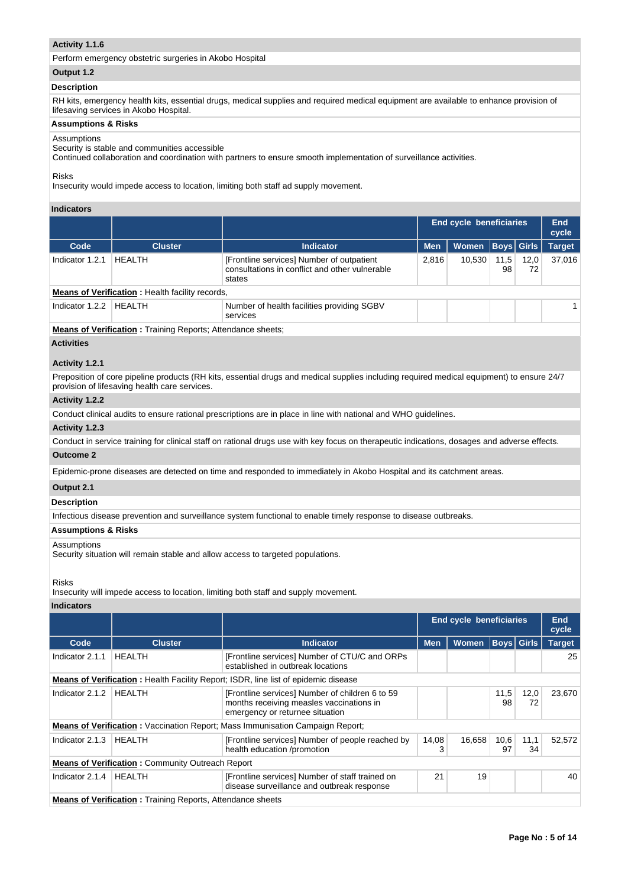### Activity 1.1.6

Perform emergency obstetric surgeries in Akobo Hospital

### Output 1.2

**Description**

RH kits, emergency health kits, essential drugs, medical supplies and required medical equipment are available to enhance provision of lifesaving services in Akobo Hospital.

**Assumptions & Risks**

Assumptions
Security is stable and communities accessible
Continued collaboration and coordination with partners to ensure smooth implementation of surveillance activities.

Risks
Insecurity would impede access to location, limiting both staff ad supply movement.

**Indicators**

| | | | End cycle beneficiaries | | | | End cycle |
|---|---|---|---|---|---|---|---|
| Code | Cluster | Indicator | Men | Women | Boys | Girls | Target |
| Indicator 1.2.1 | HEALTH | [Frontline services] Number of outpatient consultations in conflict and other vulnerable states | 2,816 | 10,530 | 11,598 | 12,072 | 37,016 |
| **Means of Verification :** Health facility records, | | | | | | | |
| Indicator 1.2.2 | HEALTH | Number of health facilities providing SGBV services | | | | | 1 |
| **Means of Verification :** Training Reports; Attendance sheets; | | | | | | | |

**Activities**

### Activity 1.2.1

Preposition of core pipeline products (RH kits, essential drugs and medical supplies including required medical equipment) to ensure 24/7 provision of lifesaving health care services.

### Activity 1.2.2

Conduct clinical audits to ensure rational prescriptions are in place in line with national and WHO guidelines.

### Activity 1.2.3

Conduct in service training for clinical staff on rational drugs use with key focus on therapeutic indications, dosages and adverse effects.

### Outcome 2

Epidemic-prone diseases are detected on time and responded to immediately in Akobo Hospital and its catchment areas.

### Output 2.1

**Description**

Infectious disease prevention and surveillance system functional to enable timely response to disease outbreaks.

**Assumptions & Risks**

Assumptions
Security situation will remain stable and allow access to targeted populations.

Risks
Insecurity will impede access to location, limiting both staff and supply movement.

**Indicators**

| | | | End cycle beneficiaries | | | | End cycle |
|---|---|---|---|---|---|---|---|
| Code | Cluster | Indicator | Men | Women | Boys | Girls | Target |
| Indicator 2.1.1 | HEALTH | [Frontline services] Number of CTU/C and ORPs established in outbreak locations | | | | | 25 |
| **Means of Verification :** Health Facility Report; ISDR, line list of epidemic disease | | | | | | | |
| Indicator 2.1.2 | HEALTH | [Frontline services] Number of children 6 to 59 months receiving measles vaccinations in emergency or returnee situation | | | 11,598 | 12,072 | 23,670 |
| **Means of Verification :** Vaccination Report; Mass Immunisation Campaign Report; | | | | | | | |
| Indicator 2.1.3 | HEALTH | [Frontline services] Number of people reached by health education /promotion | 14,083 | 16,658 | 10,697 | 11,134 | 52,572 |
| **Means of Verification :** Community Outreach Report | | | | | | | |
| Indicator 2.1.4 | HEALTH | [Frontline services] Number of staff trained on disease surveillance and outbreak response | 21 | 19 | | | 40 |
| **Means of Verification :** Training Reports, Attendance sheets | | | | | | | |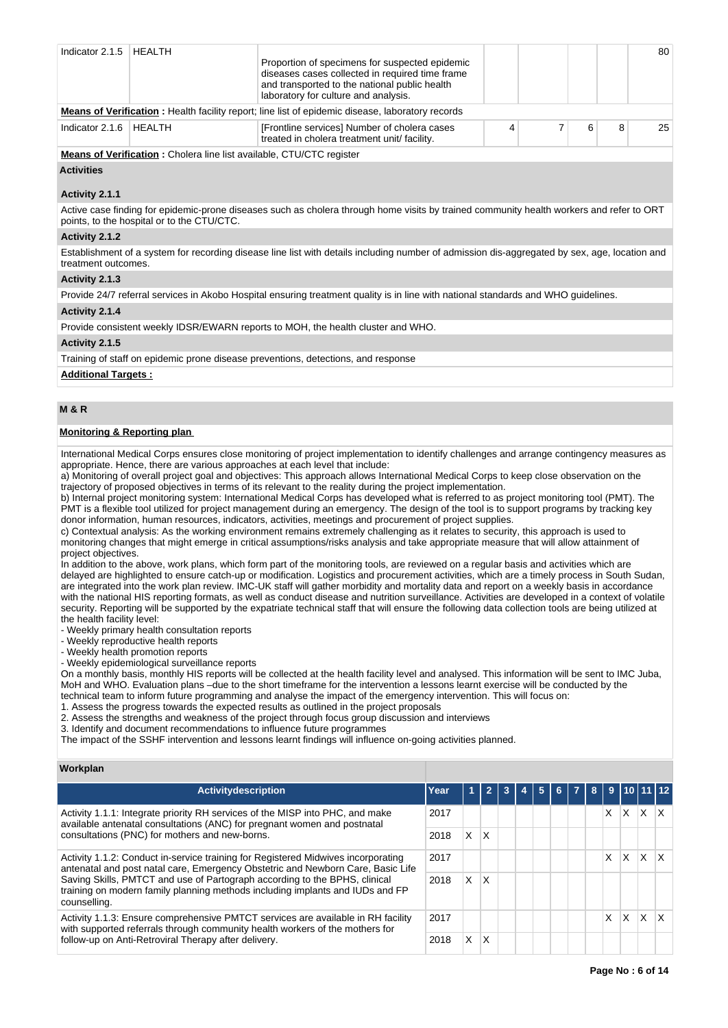| Indicator 2.1.5 | HEALTH | Proportion of specimens for suspected epidemic diseases cases collected in required time frame and transported to the national public health laboratory for culture and analysis. | | | | | 80 |
|---|---|---|---|---|---|---|---|

**Means of Verification :** Health facility report; line list of epidemic disease, laboratory records

| Indicator 2.1.6 | HEALTH | [Frontline services] Number of cholera cases treated in cholera treatment unit/ facility. | 4 | 7 | 6 | 8 | 25 |
|---|---|---|---|---|---|---|---|

**Means of Verification :** Cholera line list available, CTU/CTC register

**Activities**

**Activity 2.1.1**

Active case finding for epidemic-prone diseases such as cholera through home visits by trained community health workers and refer to ORT points, to the hospital or to the CTU/CTC.

**Activity 2.1.2**

Establishment of a system for recording disease line list with details including number of admission dis-aggregated by sex, age, location and treatment outcomes.

**Activity 2.1.3**

Provide 24/7 referral services in Akobo Hospital ensuring treatment quality is in line with national standards and WHO guidelines.

**Activity 2.1.4**

Provide consistent weekly IDSR/EWARN reports to MOH, the health cluster and WHO.

**Activity 2.1.5**

Training of staff on epidemic prone disease preventions, detections, and response

**Additional Targets :**

## M & R

**Monitoring & Reporting plan**

International Medical Corps ensures close monitoring of project implementation to identify challenges and arrange contingency measures as appropriate. Hence, there are various approaches at each level that include:

a) Monitoring of overall project goal and objectives: This approach allows International Medical Corps to keep close observation on the trajectory of proposed objectives in terms of its relevant to the reality during the project implementation.

b) Internal project monitoring system: International Medical Corps has developed what is referred to as project monitoring tool (PMT). The PMT is a flexible tool utilized for project management during an emergency. The design of the tool is to support programs by tracking key donor information, human resources, indicators, activities, meetings and procurement of project supplies.

c) Contextual analysis: As the working environment remains extremely challenging as it relates to security, this approach is used to monitoring changes that might emerge in critical assumptions/risks analysis and take appropriate measure that will allow attainment of project objectives.

In addition to the above, work plans, which form part of the monitoring tools, are reviewed on a regular basis and activities which are delayed are highlighted to ensure catch-up or modification. Logistics and procurement activities, which are a timely process in South Sudan, are integrated into the work plan review. IMC-UK staff will gather morbidity and mortality data and report on a weekly basis in accordance with the national HIS reporting formats, as well as conduct disease and nutrition surveillance. Activities are developed in a context of volatile security. Reporting will be supported by the expatriate technical staff that will ensure the following data collection tools are being utilized at the health facility level:

- Weekly primary health consultation reports
- Weekly reproductive health reports
- Weekly health promotion reports
- Weekly epidemiological surveillance reports

On a monthly basis, monthly HIS reports will be collected at the health facility level and analysed. This information will be sent to IMC Juba, MoH and WHO. Evaluation plans –due to the short timeframe for the intervention a lessons learnt exercise will be conducted by the technical team to inform future programming and analyse the impact of the emergency intervention. This will focus on:

1. Assess the progress towards the expected results as outlined in the project proposals
2. Assess the strengths and weakness of the project through focus group discussion and interviews
3. Identify and document recommendations to influence future programmes

The impact of the SSHF intervention and lessons learnt findings will influence on-going activities planned.

**Workplan**

| Activitydescription | Year | 1 | 2 | 3 | 4 | 5 | 6 | 7 | 8 | 9 | 10 | 11 | 12 |
|---|---|---|---|---|---|---|---|---|---|---|---|---|---|
| Activity 1.1.1: Integrate priority RH services of the MISP into PHC, and make available antenatal consultations (ANC) for pregnant women and postnatal consultations (PNC) for mothers and new-borns. | 2017 | | | | | | | | | X | X | X | X |
| | 2018 | X | X | | | | | | | | | | |
| Activity 1.1.2: Conduct in-service training for Registered Midwives incorporating antenatal and post natal care, Emergency Obstetric and Newborn Care, Basic Life Saving Skills, PMTCT and use of Partograph according to the BPHS, clinical training on modern family planning methods including implants and IUDs and FP counselling. | 2017 | | | | | | | | | X | X | X | X |
| | 2018 | X | X | | | | | | | | | | |
| Activity 1.1.3: Ensure comprehensive PMTCT services are available in RH facility with supported referrals through community health workers of the mothers for follow-up on Anti-Retroviral Therapy after delivery. | 2017 | | | | | | | | | X | X | X | X |
| | 2018 | X | X | | | | | | | | | | |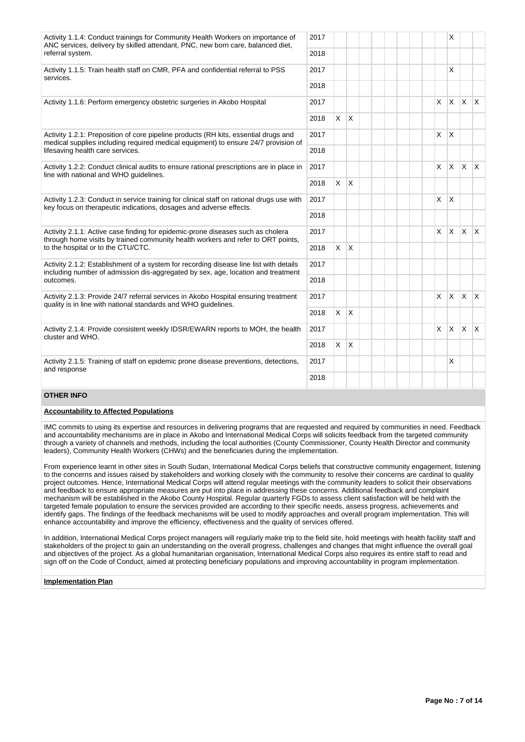| Activity | Year | | | | | | | | | | | | |
|---|---|---|---|---|---|---|---|---|---|---|---|---|---|
| Activity 1.1.4: Conduct trainings for Community Health Workers on importance of ANC services, delivery by skilled attendant, PNC, new born care, balanced diet, referral system. | 2017 | | | | | | | | | | X | | |
| | 2018 | | | | | | | | | | | | |
| Activity 1.1.5: Train health staff on CMR, PFA and confidential referral to PSS services. | 2017 | | | | | | | | | | X | | |
| | 2018 | | | | | | | | | | | | |
| Activity 1.1.6: Perform emergency obstetric surgeries in Akobo Hospital | 2017 | | | | | | | | | X | X | X | X |
| | 2018 | X | X | | | | | | | | | | |
| Activity 1.2.1: Preposition of core pipeline products (RH kits, essential drugs and medical supplies including required medical equipment) to ensure 24/7 provision of lifesaving health care services. | 2017 | | | | | | | | | X | X | | |
| | 2018 | | | | | | | | | | | | |
| Activity 1.2.2: Conduct clinical audits to ensure rational prescriptions are in place in line with national and WHO guidelines. | 2017 | | | | | | | | | X | X | X | X |
| | 2018 | X | X | | | | | | | | | | |
| Activity 1.2.3: Conduct in service training for clinical staff on rational drugs use with key focus on therapeutic indications, dosages and adverse effects. | 2017 | | | | | | | | | X | X | | |
| | 2018 | | | | | | | | | | | | |
| Activity 2.1.1: Active case finding for epidemic-prone diseases such as cholera through home visits by trained community health workers and refer to ORT points, to the hospital or to the CTU/CTC. | 2017 | | | | | | | | | X | X | X | X |
| | 2018 | X | X | | | | | | | | | | |
| Activity 2.1.2: Establishment of a system for recording disease line list with details including number of admission dis-aggregated by sex, age, location and treatment outcomes. | 2017 | | | | | | | | | | | | |
| | 2018 | | | | | | | | | | | | |
| Activity 2.1.3: Provide 24/7 referral services in Akobo Hospital ensuring treatment quality is in line with national standards and WHO guidelines. | 2017 | | | | | | | | | X | X | X | X |
| | 2018 | X | X | | | | | | | | | | |
| Activity 2.1.4: Provide consistent weekly IDSR/EWARN reports to MOH, the health cluster and WHO. | 2017 | | | | | | | | | X | X | X | X |
| | 2018 | X | X | | | | | | | | | | |
| Activity 2.1.5: Training of staff on epidemic prone disease preventions, detections, and response | 2017 | | | | | | | | | | X | | |
| | 2018 | | | | | | | | | | | | |

## OTHER INFO

**Accountability to Affected Populations**

IMC commits to using its expertise and resources in delivering programs that are requested and required by communities in need. Feedback and accountability mechanisms are in place in Akobo and International Medical Corps will solicits feedback from the targeted community through a variety of channels and methods, including the local authorities (County Commissioner, County Health Director and community leaders), Community Health Workers (CHWs) and the beneficiaries during the implementation.

From experience learnt in other sites in South Sudan, International Medical Corps beliefs that constructive community engagement, listening to the concerns and issues raised by stakeholders and working closely with the community to resolve their concerns are cardinal to quality project outcomes. Hence, International Medical Corps will attend regular meetings with the community leaders to solicit their observations and feedback to ensure appropriate measures are put into place in addressing these concerns. Additional feedback and complaint mechanism will be established in the Akobo County Hospital. Regular quarterly FGDs to assess client satisfaction will be held with the targeted female population to ensure the services provided are according to their specific needs, assess progress, achievements and identify gaps. The findings of the feedback mechanisms will be used to modify approaches and overall program implementation. This will enhance accountability and improve the efficiency, effectiveness and the quality of services offered.

In addition, International Medical Corps project managers will regularly make trip to the field site, hold meetings with health facility staff and stakeholders of the project to gain an understanding on the overall progress, challenges and changes that might influence the overall goal and objectives of the project. As a global humanitarian organisation, International Medical Corps also requires its entire staff to read and sign off on the Code of Conduct, aimed at protecting beneficiary populations and improving accountability in program implementation.

**Implementation Plan**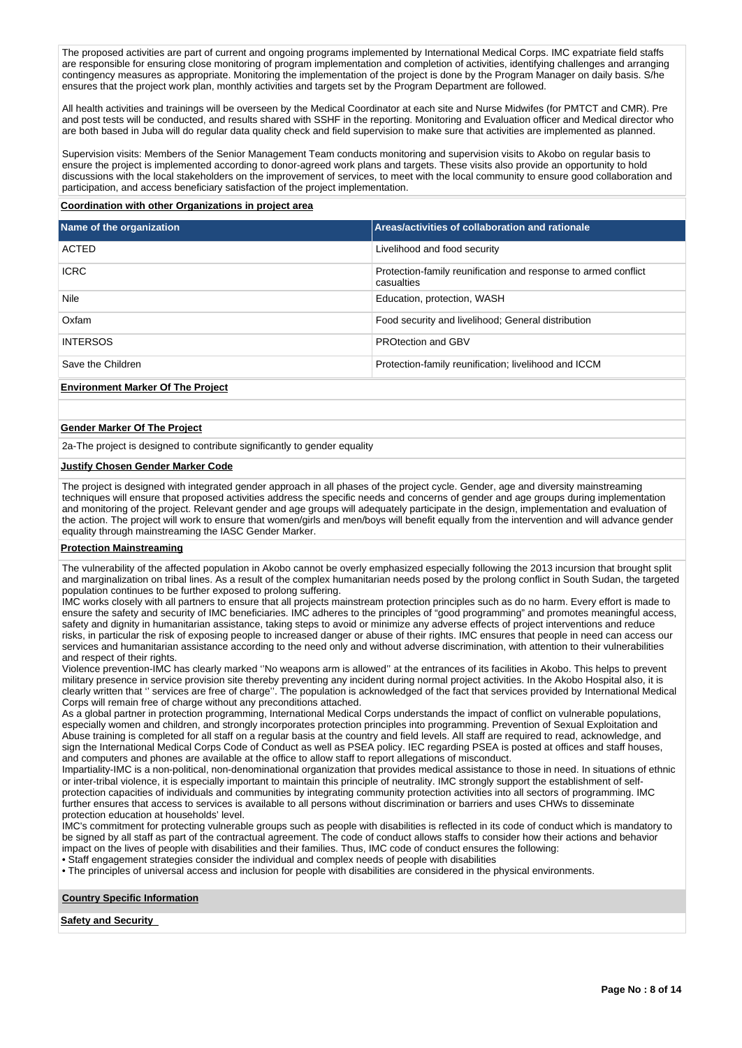The proposed activities are part of current and ongoing programs implemented by International Medical Corps. IMC expatriate field staffs are responsible for ensuring close monitoring of program implementation and completion of activities, identifying challenges and arranging contingency measures as appropriate. Monitoring the implementation of the project is done by the Program Manager on daily basis. S/he ensures that the project work plan, monthly activities and targets set by the Program Department are followed.

All health activities and trainings will be overseen by the Medical Coordinator at each site and Nurse Midwifes (for PMTCT and CMR). Pre and post tests will be conducted, and results shared with SSHF in the reporting. Monitoring and Evaluation officer and Medical director who are both based in Juba will do regular data quality check and field supervision to make sure that activities are implemented as planned.

Supervision visits: Members of the Senior Management Team conducts monitoring and supervision visits to Akobo on regular basis to ensure the project is implemented according to donor-agreed work plans and targets. These visits also provide an opportunity to hold discussions with the local stakeholders on the improvement of services, to meet with the local community to ensure good collaboration and participation, and access beneficiary satisfaction of the project implementation.

**Coordination with other Organizations in project area**

| Name of the organization | Areas/activities of collaboration and rationale |
|---|---|
| ACTED | Livelihood and food security |
| ICRC | Protection-family reunification and response to armed conflict casualties |
| Nile | Education, protection, WASH |
| Oxfam | Food security and livelihood; General distribution |
| INTERSOS | PROtection and GBV |
| Save the Children | Protection-family reunification; livelihood and ICCM |

**Environment Marker Of The Project**

**Gender Marker Of The Project**

2a-The project is designed to contribute significantly to gender equality

**Justify Chosen Gender Marker Code**

The project is designed with integrated gender approach in all phases of the project cycle. Gender, age and diversity mainstreaming techniques will ensure that proposed activities address the specific needs and concerns of gender and age groups during implementation and monitoring of the project. Relevant gender and age groups will adequately participate in the design, implementation and evaluation of the action. The project will work to ensure that women/girls and men/boys will benefit equally from the intervention and will advance gender equality through mainstreaming the IASC Gender Marker.

**Protection Mainstreaming**

The vulnerability of the affected population in Akobo cannot be overly emphasized especially following the 2013 incursion that brought split and marginalization on tribal lines. As a result of the complex humanitarian needs posed by the prolong conflict in South Sudan, the targeted population continues to be further exposed to prolong suffering.
IMC works closely with all partners to ensure that all projects mainstream protection principles such as do no harm. Every effort is made to ensure the safety and security of IMC beneficiaries. IMC adheres to the principles of "good programming" and promotes meaningful access, safety and dignity in humanitarian assistance, taking steps to avoid or minimize any adverse effects of project interventions and reduce risks, in particular the risk of exposing people to increased danger or abuse of their rights. IMC ensures that people in need can access our services and humanitarian assistance according to the need only and without adverse discrimination, with attention to their vulnerabilities and respect of their rights.
Violence prevention-IMC has clearly marked ''No weapons arm is allowed'' at the entrances of its facilities in Akobo. This helps to prevent military presence in service provision site thereby preventing any incident during normal project activities. In the Akobo Hospital also, it is clearly written that '' services are free of charge''. The population is acknowledged of the fact that services provided by International Medical Corps will remain free of charge without any preconditions attached.
As a global partner in protection programming, International Medical Corps understands the impact of conflict on vulnerable populations, especially women and children, and strongly incorporates protection principles into programming. Prevention of Sexual Exploitation and Abuse training is completed for all staff on a regular basis at the country and field levels. All staff are required to read, acknowledge, and sign the International Medical Corps Code of Conduct as well as PSEA policy. IEC regarding PSEA is posted at offices and staff houses, and computers and phones are available at the office to allow staff to report allegations of misconduct.
Impartiality-IMC is a non-political, non-denominational organization that provides medical assistance to those in need. In situations of ethnic or inter-tribal violence, it is especially important to maintain this principle of neutrality. IMC strongly support the establishment of self-protection capacities of individuals and communities by integrating community protection activities into all sectors of programming. IMC further ensures that access to services is available to all persons without discrimination or barriers and uses CHWs to disseminate protection education at households' level.
IMC's commitment for protecting vulnerable groups such as people with disabilities is reflected in its code of conduct which is mandatory to be signed by all staff as part of the contractual agreement. The code of conduct allows staffs to consider how their actions and behavior impact on the lives of people with disabilities and their families. Thus, IMC code of conduct ensures the following:

- Staff engagement strategies consider the individual and complex needs of people with disabilities
- The principles of universal access and inclusion for people with disabilities are considered in the physical environments.

**Country Specific Information**

**Safety and Security**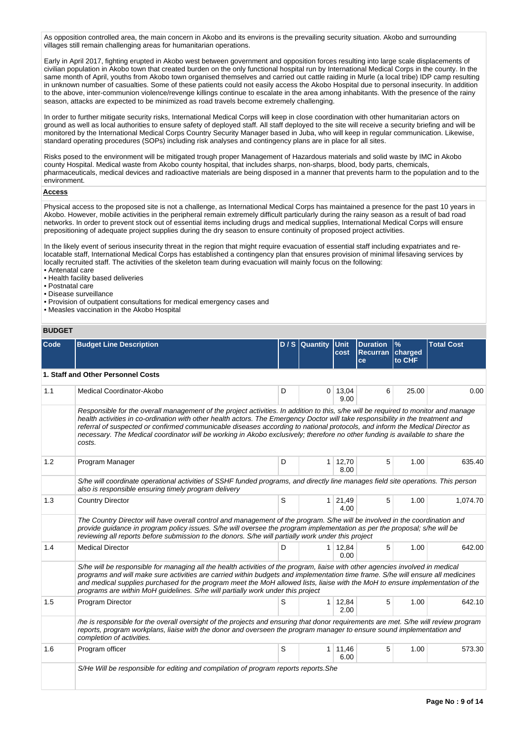As opposition controlled area, the main concern in Akobo and its environs is the prevailing security situation. Akobo and surrounding villages still remain challenging areas for humanitarian operations.

Early in April 2017, fighting erupted in Akobo west between government and opposition forces resulting into large scale displacements of civilian population in Akobo town that created burden on the only functional hospital run by International Medical Corps in the county. In the same month of April, youths from Akobo town organised themselves and carried out cattle raiding in Murle (a local tribe) IDP camp resulting in unknown number of casualties. Some of these patients could not easily access the Akobo Hospital due to personal insecurity. In addition to the above, inter-communion violence/revenge killings continue to escalate in the area among inhabitants. With the presence of the rainy season, attacks are expected to be minimized as road travels become extremely challenging.

In order to further mitigate security risks, International Medical Corps will keep in close coordination with other humanitarian actors on ground as well as local authorities to ensure safety of deployed staff. All staff deployed to the site will receive a security briefing and will be monitored by the International Medical Corps Country Security Manager based in Juba, who will keep in regular communication. Likewise, standard operating procedures (SOPs) including risk analyses and contingency plans are in place for all sites.

Risks posed to the environment will be mitigated trough proper Management of Hazardous materials and solid waste by IMC in Akobo county Hospital. Medical waste from Akobo county hospital, that includes sharps, non-sharps, blood, body parts, chemicals, pharmaceuticals, medical devices and radioactive materials are being disposed in a manner that prevents harm to the population and to the environment.

**Access**

Physical access to the proposed site is not a challenge, as International Medical Corps has maintained a presence for the past 10 years in Akobo. However, mobile activities in the peripheral remain extremely difficult particularly during the rainy season as a result of bad road networks. In order to prevent stock out of essential items including drugs and medical supplies, International Medical Corps will ensure prepositioning of adequate project supplies during the dry season to ensure continuity of proposed project activities.

In the likely event of serious insecurity threat in the region that might require evacuation of essential staff including expatriates and re-locatable staff, International Medical Corps has established a contingency plan that ensures provision of minimal lifesaving services by locally recruited staff. The activities of the skeleton team during evacuation will mainly focus on the following:
• Antenatal care
• Health facility based deliveries
• Postnatal care
• Disease surveillance
• Provision of outpatient consultations for medical emergency cases and
• Measles vaccination in the Akobo Hospital

## BUDGET

| Code | Budget Line Description | D / S | Quantity | Unit cost | Duration Recurrance | % charged to CHF | Total Cost |
|---|---|---|---|---|---|---|---|
| **1. Staff and Other Personnel Costs** | | | | | | | |
| 1.1 | Medical Coordinator-Akobo | D | 0 | 13,049.00 | 6 | 25.00 | 0.00 |
| | *Responsible for the overall management of the project activities. In addition to this, s/he will be required to monitor and manage health activities in co-ordination with other health actors. The Emergency Doctor will take responsibility in the treatment and referral of suspected or confirmed communicable diseases according to national protocols, and inform the Medical Director as necessary. The Medical coordinator will be working in Akobo exclusively; therefore no other funding is available to share the costs.* | | | | | | |
| 1.2 | Program Manager | D | 1 | 12,708.00 | 5 | 1.00 | 635.40 |
| | *S/he will coordinate operational activities of SSHF funded programs, and directly line manages field site operations. This person also is responsible ensuring timely program delivery* | | | | | | |
| 1.3 | Country Director | S | 1 | 21,494.00 | 5 | 1.00 | 1,074.70 |
| | *The Country Director will have overall control and management of the program. S/he will be involved in the coordination and provide guidance in program policy issues. S/he will oversee the program implementation as per the proposal; s/he will be reviewing all reports before submission to the donors. S/he will partially work under this project* | | | | | | |
| 1.4 | Medical Director | D | 1 | 12,840.00 | 5 | 1.00 | 642.00 |
| | *S/he will be responsible for managing all the health activities of the program, liaise with other agencies involved in medical programs and will make sure activities are carried within budgets and implementation time frame. S/he will ensure all medicines and medical supplies purchased for the program meet the MoH allowed lists, liaise with the MoH to ensure implementation of the programs are within MoH guidelines. S/he will partially work under this project* | | | | | | |
| 1.5 | Program Director | S | 1 | 12,842.00 | 5 | 1.00 | 642.10 |
| | */he is responsible for the overall oversight of the projects and ensuring that donor requirements are met. S/he will review program reports, program workplans, liaise with the donor and overseen the program manager to ensure sound implementation and completion of activities.* | | | | | | |
| 1.6 | Program officer | S | 1 | 11,466.00 | 5 | 1.00 | 573.30 |
| | *S/He Will be responsible for editing and compilation of program reports reports.She* | | | | | | |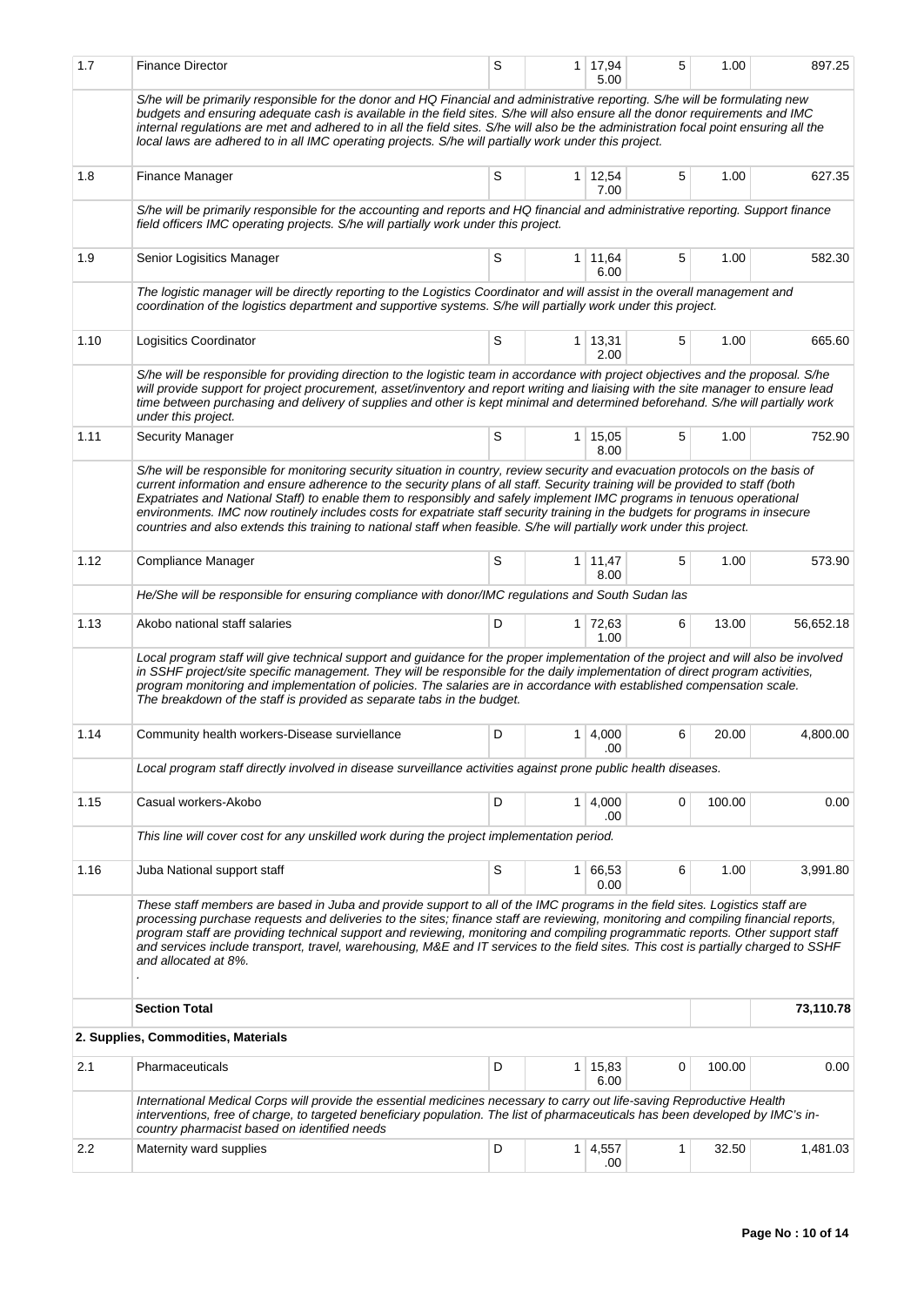| | | | | | | | |
|---|---|---|---|---|---|---|---|
| 1.7 | Finance Director | S | 1 | 17,945.00 | 5 | 1.00 | 897.25 |
| | *S/he will be primarily responsible for the donor and HQ Financial and administrative reporting. S/he will be formulating new budgets and ensuring adequate cash is available in the field sites. S/he will also ensure all the donor requirements and IMC internal regulations are met and adhered to in all the field sites. S/he will also be the administration focal point ensuring all the local laws are adhered to in all IMC operating projects. S/he will partially work under this project.* | | | | | | |
| 1.8 | Finance Manager | S | 1 | 12,547.00 | 5 | 1.00 | 627.35 |
| | *S/he will be primarily responsible for the accounting and reports and HQ financial and administrative reporting. Support finance field officers IMC operating projects. S/he will partially work under this project.* | | | | | | |
| 1.9 | Senior Logisitics Manager | S | 1 | 11,646.00 | 5 | 1.00 | 582.30 |
| | *The logistic manager will be directly reporting to the Logistics Coordinator and will assist in the overall management and coordination of the logistics department and supportive systems. S/he will partially work under this project.* | | | | | | |
| 1.10 | Logisitics Coordinator | S | 1 | 13,312.00 | 5 | 1.00 | 665.60 |
| | *S/he will be responsible for providing direction to the logistic team in accordance with project objectives and the proposal. S/he will provide support for project procurement, asset/inventory and report writing and liaising with the site manager to ensure lead time between purchasing and delivery of supplies and other is kept minimal and determined beforehand. S/he will partially work under this project.* | | | | | | |
| 1.11 | Security Manager | S | 1 | 15,058.00 | 5 | 1.00 | 752.90 |
| | *S/he will be responsible for monitoring security situation in country, review security and evacuation protocols on the basis of current information and ensure adherence to the security plans of all staff. Security training will be provided to staff (both Expatriates and National Staff) to enable them to responsibly and safely implement IMC programs in tenuous operational environments. IMC now routinely includes costs for expatriate staff security training in the budgets for programs in insecure countries and also extends this training to national staff when feasible. S/he will partially work under this project.* | | | | | | |
| 1.12 | Compliance Manager | S | 1 | 11,478.00 | 5 | 1.00 | 573.90 |
| | *He/She will be responsible for ensuring compliance with donor/IMC regulations and South Sudan las* | | | | | | |
| 1.13 | Akobo national staff salaries | D | 1 | 72,631.00 | 6 | 13.00 | 56,652.18 |
| | *Local program staff will give technical support and guidance for the proper implementation of the project and will also be involved in SSHF project/site specific management. They will be responsible for the daily implementation of direct program activities, program monitoring and implementation of policies. The salaries are in accordance with established compensation scale. The breakdown of the staff is provided as separate tabs in the budget.* | | | | | | |
| 1.14 | Community health workers-Disease surviellance | D | 1 | 4,000.00 | 6 | 20.00 | 4,800.00 |
| | *Local program staff directly involved in disease surveillance activities against prone public health diseases.* | | | | | | |
| 1.15 | Casual workers-Akobo | D | 1 | 4,000.00 | 0 | 100.00 | 0.00 |
| | *This line will cover cost for any unskilled work during the project implementation period.* | | | | | | |
| 1.16 | Juba National support staff | S | 1 | 66,530.00 | 6 | 1.00 | 3,991.80 |
| | *These staff members are based in Juba and provide support to all of the IMC programs in the field sites. Logistics staff are processing purchase requests and deliveries to the sites; finance staff are reviewing, monitoring and compiling financial reports, program staff are providing technical support and reviewing, monitoring and compiling programmatic reports. Other support staff and services include transport, travel, warehousing, M&E and IT services to the field sites. This cost is partially charged to SSHF and allocated at 8%.* | | | | | | |
| | **Section Total** | | | | | | **73,110.78** |
| | **2. Supplies, Commodities, Materials** | | | | | | |
| 2.1 | Pharmaceuticals | D | 1 | 15,836.00 | 0 | 100.00 | 0.00 |
| | *International Medical Corps will provide the essential medicines necessary to carry out life-saving Reproductive Health interventions, free of charge, to targeted beneficiary population. The list of pharmaceuticals has been developed by IMC's in-country pharmacist based on identified needs* | | | | | | |
| 2.2 | Maternity ward supplies | D | 1 | 4,557.00 | 1 | 32.50 | 1,481.03 |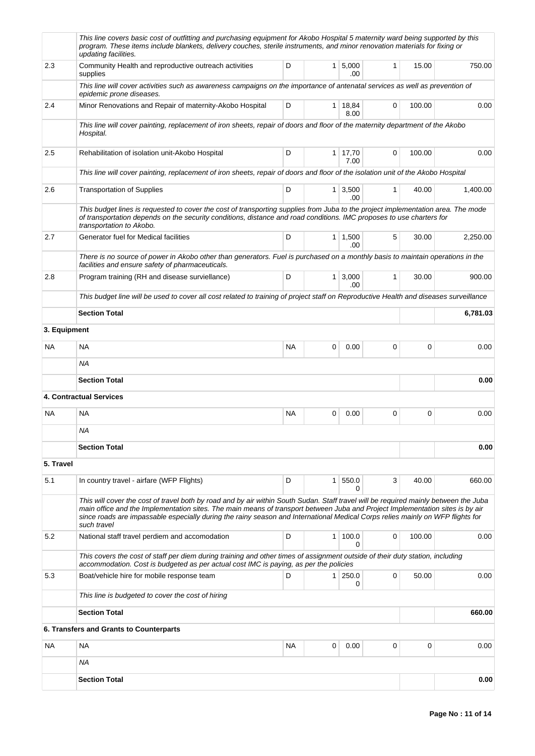| | | | | | | | |
|---|---|---|---|---|---|---|---|
| | *This line covers basic cost of outfitting and purchasing equipment for Akobo Hospital 5 maternity ward being supported by this program. These items include blankets, delivery couches, sterile instruments, and minor renovation materials for fixing or updating facilities.* | | | | | | |
| 2.3 | Community Health and reproductive outreach activities supplies | D | 1 | 5,000.00 | 1 | 15.00 | 750.00 |
| | *This line will cover activities such as awareness campaigns on the importance of antenatal services as well as prevention of epidemic prone diseases.* | | | | | | |
| 2.4 | Minor Renovations and Repair of maternity-Akobo Hospital | D | 1 | 18,848.00 | 0 | 100.00 | 0.00 |
| | *This line will cover painting, replacement of iron sheets, repair of doors and floor of the maternity department of the Akobo Hospital.* | | | | | | |
| 2.5 | Rehabilitation of isolation unit-Akobo Hospital | D | 1 | 17,707.00 | 0 | 100.00 | 0.00 |
| | *This line will cover painting, replacement of iron sheets, repair of doors and floor of the isolation unit of the Akobo Hospital* | | | | | | |
| 2.6 | Transportation of Supplies | D | 1 | 3,500.00 | 1 | 40.00 | 1,400.00 |
| | *This budget lines is requested to cover the cost of transporting supplies from Juba to the project implementation area. The mode of transportation depends on the security conditions, distance and road conditions. IMC proposes to use charters for transportation to Akobo.* | | | | | | |
| 2.7 | Generator fuel for Medical facilities | D | 1 | 1,500.00 | 5 | 30.00 | 2,250.00 |
| | *There is no source of power in Akobo other than generators. Fuel is purchased on a monthly basis to maintain operations in the facilities and ensure safety of pharmaceuticals.* | | | | | | |
| 2.8 | Program training (RH and disease surviellance) | D | 1 | 3,000.00 | 1 | 30.00 | 900.00 |
| | *This budget line will be used to cover all cost related to training of project staff on Reproductive Health and diseases surveillance* | | | | | | |
| | **Section Total** | | | | | | **6,781.03** |
| **3. Equipment** | | | | | | | |
| NA | NA | NA | 0 | 0.00 | 0 | 0 | 0.00 |
| | *NA* | | | | | | |
| | **Section Total** | | | | | | **0.00** |
| **4. Contractual Services** | | | | | | | |
| NA | NA | NA | 0 | 0.00 | 0 | 0 | 0.00 |
| | *NA* | | | | | | |
| | **Section Total** | | | | | | **0.00** |
| **5. Travel** | | | | | | | |
| 5.1 | In country travel - airfare (WFP Flights) | D | 1 | 550.00 | 3 | 40.00 | 660.00 |
| | *This will cover the cost of travel both by road and by air within South Sudan. Staff travel will be required mainly between the Juba main office and the Implementation sites. The main means of transport between Juba and Project Implementation sites is by air since roads are impassable especially during the rainy season and International Medical Corps relies mainly on WFP flights for such travel* | | | | | | |
| 5.2 | National staff travel perdiem and accomodation | D | 1 | 100.00 | 0 | 100.00 | 0.00 |
| | *This covers the cost of staff per diem during training and other times of assignment outside of their duty station, including accommodation. Cost is budgeted as per actual cost IMC is paying, as per the policies* | | | | | | |
| 5.3 | Boat/vehicle hire for mobile response team | D | 1 | 250.00 | 0 | 50.00 | 0.00 |
| | *This line is budgeted to cover the cost of hiring* | | | | | | |
| | **Section Total** | | | | | | **660.00** |
| **6. Transfers and Grants to Counterparts** | | | | | | | |
| NA | NA | NA | 0 | 0.00 | 0 | 0 | 0.00 |
| | *NA* | | | | | | |
| | **Section Total** | | | | | | **0.00** |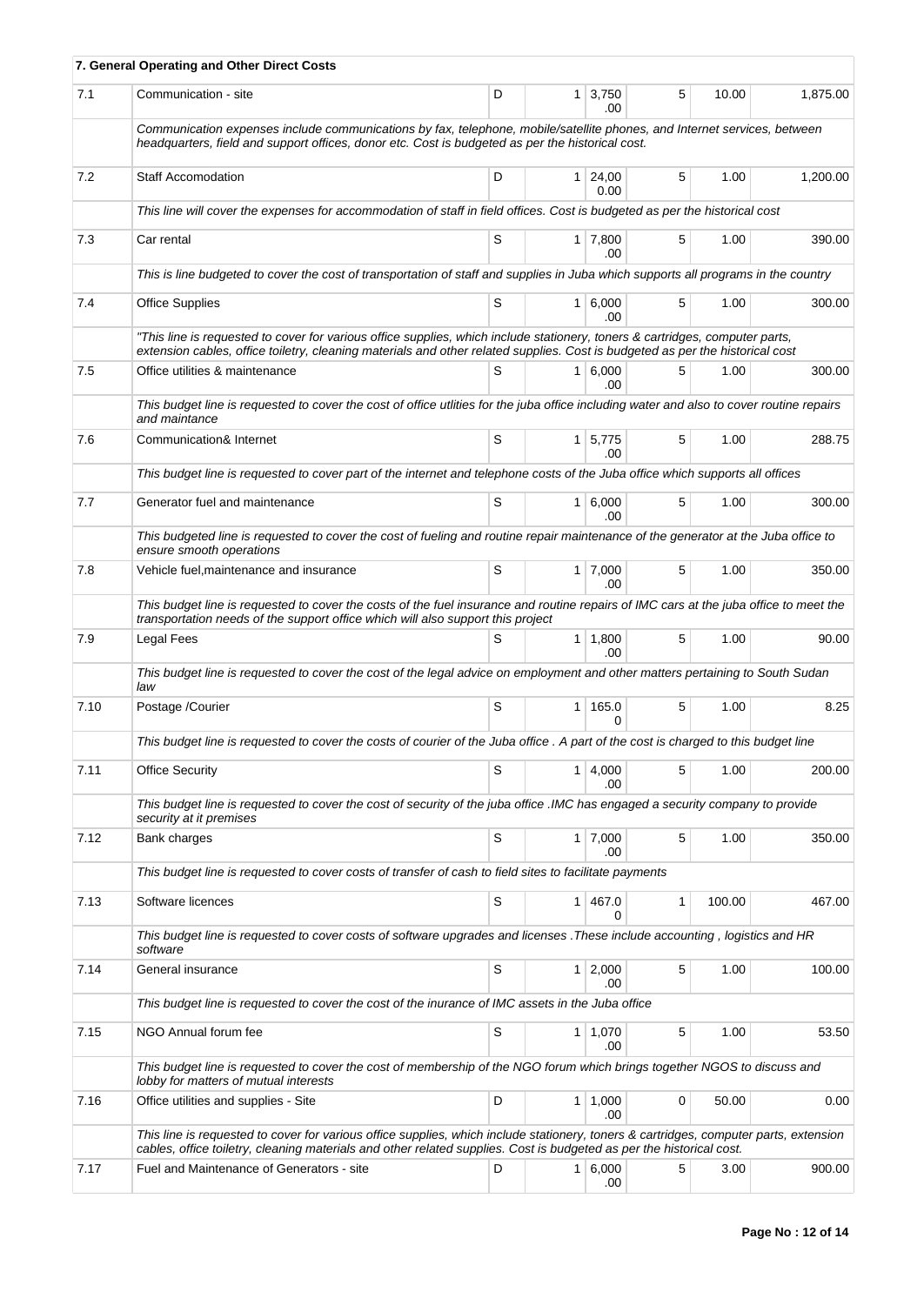| **7. General Operating and Other Direct Costs** | | | | | | | |
|---|---|---|---|---|---|---|---|
| 7.1 | Communication - site | D | 1 | 3,750.00 | 5 | 10.00 | 1,875.00 |
| | *Communication expenses include communications by fax, telephone, mobile/satellite phones, and Internet services, between headquarters, field and support offices, donor etc. Cost is budgeted as per the historical cost.* | | | | | | |
| 7.2 | Staff Accomodation | D | 1 | 24,000.00 | 5 | 1.00 | 1,200.00 |
| | *This line will cover the expenses for accommodation of staff in field offices. Cost is budgeted as per the historical cost* | | | | | | |
| 7.3 | Car rental | S | 1 | 7,800.00 | 5 | 1.00 | 390.00 |
| | *This is line budgeted to cover the cost of transportation of staff and supplies in Juba which supports all programs in the country* | | | | | | |
| 7.4 | Office Supplies | S | 1 | 6,000.00 | 5 | 1.00 | 300.00 |
| | *"This line is requested to cover for various office supplies, which include stationery, toners & cartridges, computer parts, extension cables, office toiletry, cleaning materials and other related supplies. Cost is budgeted as per the historical cost* | | | | | | |
| 7.5 | Office utilities & maintenance | S | 1 | 6,000.00 | 5 | 1.00 | 300.00 |
| | *This budget line is requested to cover the cost of office utlities for the juba office including water and also to cover routine repairs and maintance* | | | | | | |
| 7.6 | Communication& Internet | S | 1 | 5,775.00 | 5 | 1.00 | 288.75 |
| | *This budget line is requested to cover part of the internet and telephone costs of the Juba office which supports all offices* | | | | | | |
| 7.7 | Generator fuel and maintenance | S | 1 | 6,000.00 | 5 | 1.00 | 300.00 |
| | *This budgeted line is requested to cover the cost of fueling and routine repair maintenance of the generator at the Juba office to ensure smooth operations* | | | | | | |
| 7.8 | Vehicle fuel,maintenance and insurance | S | 1 | 7,000.00 | 5 | 1.00 | 350.00 |
| | *This budget line is requested to cover the costs of the fuel insurance and routine repairs of IMC cars at the juba office to meet the transportation needs of the support office which will also support this project* | | | | | | |
| 7.9 | Legal Fees | S | 1 | 1,800.00 | 5 | 1.00 | 90.00 |
| | *This budget line is requested to cover the cost of the legal advice on employment and other matters pertaining to South Sudan law* | | | | | | |
| 7.10 | Postage /Courier | S | 1 | 165.00 | 5 | 1.00 | 8.25 |
| | *This budget line is requested to cover the costs of courier of the Juba office . A part of the cost is charged to this budget line* | | | | | | |
| 7.11 | Office Security | S | 1 | 4,000.00 | 5 | 1.00 | 200.00 |
| | *This budget line is requested to cover the cost of security of the juba office .IMC has engaged a security company to provide security at it premises* | | | | | | |
| 7.12 | Bank charges | S | 1 | 7,000.00 | 5 | 1.00 | 350.00 |
| | *This budget line is requested to cover costs of transfer of cash to field sites to facilitate payments* | | | | | | |
| 7.13 | Software licences | S | 1 | 467.00 | 1 | 100.00 | 467.00 |
| | *This budget line is requested to cover costs of software upgrades and licenses .These include accounting , logistics and HR software* | | | | | | |
| 7.14 | General insurance | S | 1 | 2,000.00 | 5 | 1.00 | 100.00 |
| | *This budget line is requested to cover the cost of the inurance of IMC assets in the Juba office* | | | | | | |
| 7.15 | NGO Annual forum fee | S | 1 | 1,070.00 | 5 | 1.00 | 53.50 |
| | *This budget line is requested to cover the cost of membership of the NGO forum which brings together NGOS to discuss and lobby for matters of mutual interests* | | | | | | |
| 7.16 | Office utilities and supplies - Site | D | 1 | 1,000.00 | 0 | 50.00 | 0.00 |
| | *This line is requested to cover for various office supplies, which include stationery, toners & cartridges, computer parts, extension cables, office toiletry, cleaning materials and other related supplies. Cost is budgeted as per the historical cost.* | | | | | | |
| 7.17 | Fuel and Maintenance of Generators - site | D | 1 | 6,000.00 | 5 | 3.00 | 900.00 |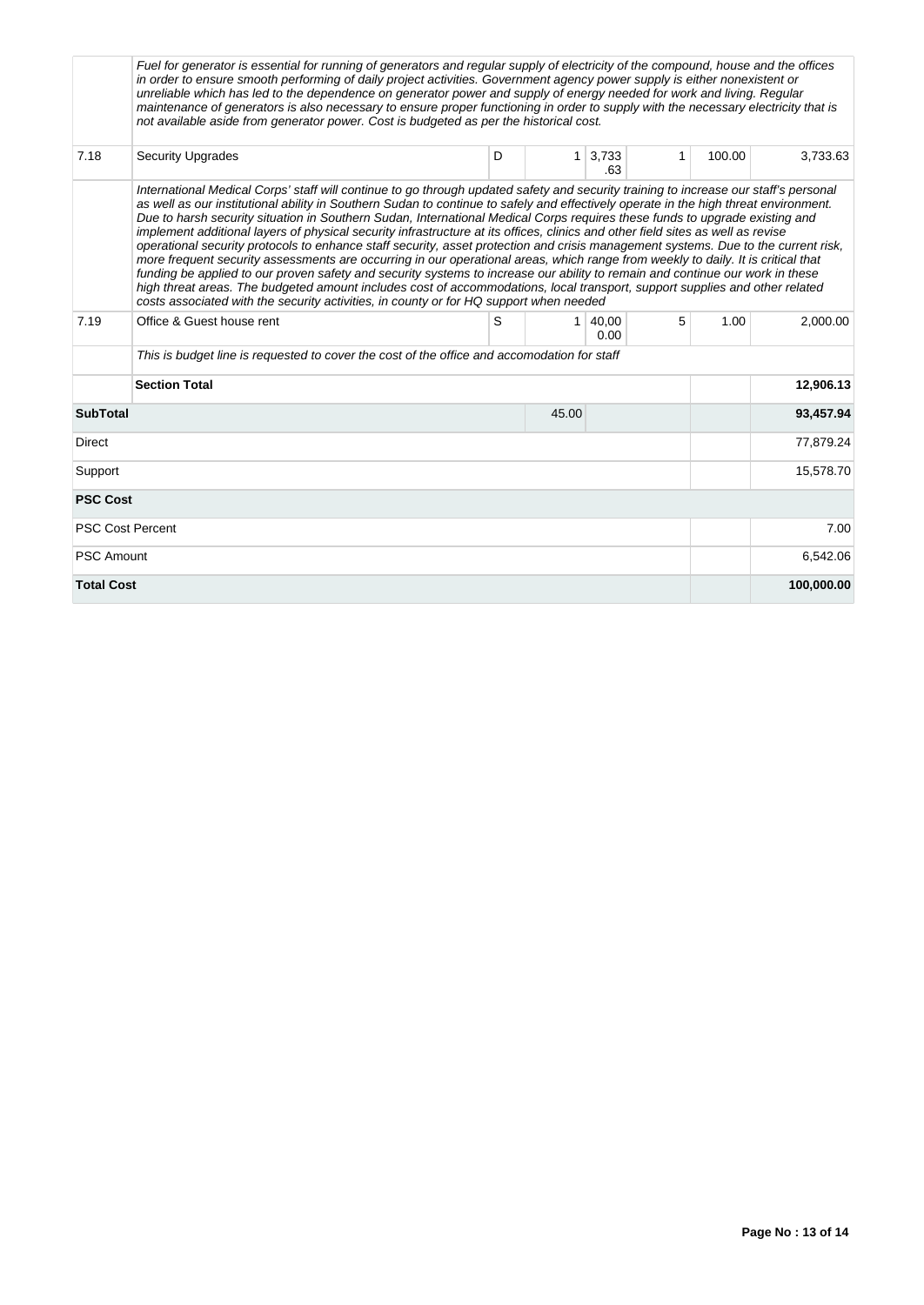| | | | | | | | |
|---|---|---|---|---|---|---|---|
| | *Fuel for generator is essential for running of generators and regular supply of electricity of the compound, house and the offices in order to ensure smooth performing of daily project activities. Government agency power supply is either nonexistent or unreliable which has led to the dependence on generator power and supply of energy needed for work and living. Regular maintenance of generators is also necessary to ensure proper functioning in order to supply with the necessary electricity that is not available aside from generator power. Cost is budgeted as per the historical cost.* | | | | | | |
| 7.18 | Security Upgrades | D | 1 | 3,733.63 | 1 | 100.00 | 3,733.63 |
| | *International Medical Corps' staff will continue to go through updated safety and security training to increase our staff's personal as well as our institutional ability in Southern Sudan to continue to safely and effectively operate in the high threat environment. Due to harsh security situation in Southern Sudan, International Medical Corps requires these funds to upgrade existing and implement additional layers of physical security infrastructure at its offices, clinics and other field sites as well as revise operational security protocols to enhance staff security, asset protection and crisis management systems. Due to the current risk, more frequent security assessments are occurring in our operational areas, which range from weekly to daily. It is critical that funding be applied to our proven safety and security systems to increase our ability to remain and continue our work in these high threat areas. The budgeted amount includes cost of accommodations, local transport, support supplies and other related costs associated with the security activities, in county or for HQ support when needed* | | | | | | |
| 7.19 | Office & Guest house rent | S | 1 | 40,000.00 | 5 | 1.00 | 2,000.00 |
| | *This is budget line is requested to cover the cost of the office and accomodation for staff* | | | | | | |
| | **Section Total** | | | | | | **12,906.13** |
| **SubTotal** | | | 45.00 | | | | **93,457.94** |
| Direct | | | | | | | 77,879.24 |
| Support | | | | | | | 15,578.70 |
| **PSC Cost** | | | | | | | |
| PSC Cost Percent | | | | | | | 7.00 |
| PSC Amount | | | | | | | 6,542.06 |
| **Total Cost** | | | | | | | **100,000.00** |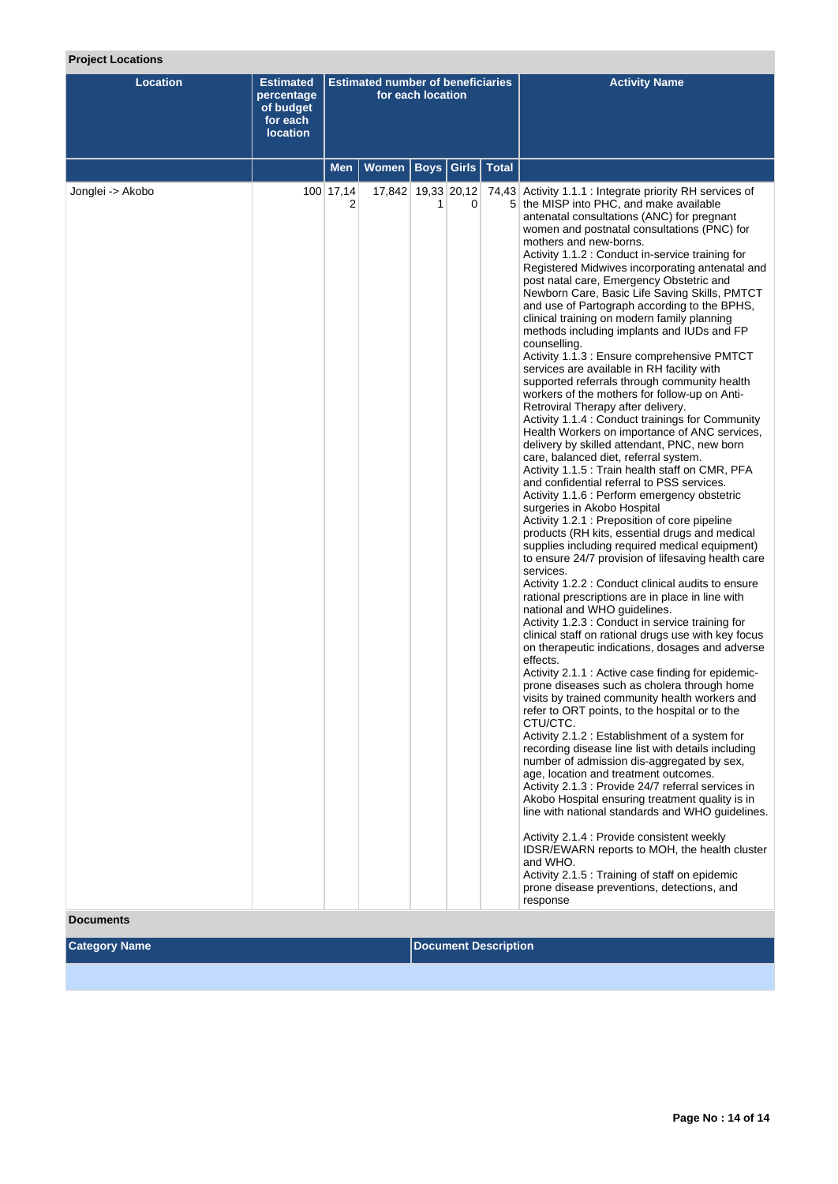**Project Locations**

| Location | Estimated percentage of budget for each location | Estimated number of beneficiaries for each location | | | | | Activity Name |
|---|---|---|---|---|---|---|---|
| | | Men | Women | Boys | Girls | Total | |
| Jonglei -> Akobo | 100 | 17,142 | 17,842 | 19,331 | 20,120 | 74,435 | Activity 1.1.1 : Integrate priority RH services of the MISP into PHC, and make available antenatal consultations (ANC) for pregnant women and postnatal consultations (PNC) for mothers and new-borns.<br>Activity 1.1.2 : Conduct in-service training for Registered Midwives incorporating antenatal and post natal care, Emergency Obstetric and Newborn Care, Basic Life Saving Skills, PMTCT and use of Partograph according to the BPHS, clinical training on modern family planning methods including implants and IUDs and FP counselling.<br>Activity 1.1.3 : Ensure comprehensive PMTCT services are available in RH facility with supported referrals through community health workers of the mothers for follow-up on Anti-Retroviral Therapy after delivery.<br>Activity 1.1.4 : Conduct trainings for Community Health Workers on importance of ANC services, delivery by skilled attendant, PNC, new born care, balanced diet, referral system.<br>Activity 1.1.5 : Train health staff on CMR, PFA and confidential referral to PSS services.<br>Activity 1.1.6 : Perform emergency obstetric surgeries in Akobo Hospital<br>Activity 1.2.1 : Preposition of core pipeline products (RH kits, essential drugs and medical supplies including required medical equipment) to ensure 24/7 provision of lifesaving health care services.<br>Activity 1.2.2 : Conduct clinical audits to ensure rational prescriptions are in place in line with national and WHO guidelines.<br>Activity 1.2.3 : Conduct in service training for clinical staff on rational drugs use with key focus on therapeutic indications, dosages and adverse effects.<br>Activity 2.1.1 : Active case finding for epidemic-prone diseases such as cholera through home visits by trained community health workers and refer to ORT points, to the hospital or to the CTU/CTC.<br>Activity 2.1.2 : Establishment of a system for recording disease line list with details including number of admission dis-aggregated by sex, age, location and treatment outcomes.<br>Activity 2.1.3 : Provide 24/7 referral services in Akobo Hospital ensuring treatment quality is in line with national standards and WHO guidelines.<br><br>Activity 2.1.4 : Provide consistent weekly IDSR/EWARN reports to MOH, the health cluster and WHO.<br>Activity 2.1.5 : Training of staff on epidemic prone disease preventions, detections, and response |

**Documents**

| Category Name | Document Description |
|---|---|
| | |